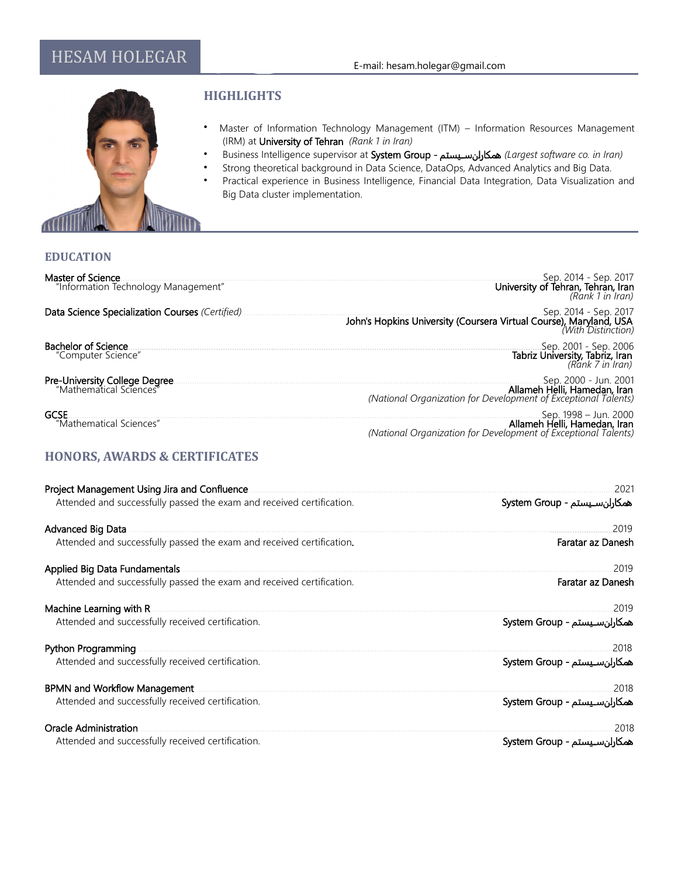# HESAM HOLEGAR

E-mail: hesam.holegar@gmail.com

## HIGHLIGHTS

- Master of Information Technology Management (ITM) – Information Resources Management (IRM) at **University of Tehran** *(Rank 1 in Iran)*
- Business Intelligence supervisor at **System Group - همکاران‌سیستم** *(Largest software co. in Iran)*
- Strong theoretical background in Data Science, DataOps, Advanced Analytics and Big Data.
- Practical experience in Business Intelligence, Financial Data Integration, Data Visualization and Big Data cluster implementation.

## EDUCATION

**Master of Science** — Sep. 2014 - Sep. 2017
"Information Technology Management"
**University of Tehran, Tehran, Iran**
*(Rank 1 in Iran)*

**Data Science Specialization Courses** *(Certified)* — Sep. 2014 - Sep. 2017
**John's Hopkins University (Coursera Virtual Course), Maryland, USA**
*(With Distinction)*

**Bachelor of Science** — Sep. 2001 - Sep. 2006
"Computer Science"
**Tabriz University, Tabriz, Iran**
*(Rank 7 in Iran)*

**Pre-University College Degree** — Sep. 2000 - Jun. 2001
"Mathematical Sciences"
**Allameh Helli, Hamedan, Iran**
*(National Organization for Development of Exceptional Talents)*

**GCSE** — Sep. 1998 – Jun. 2000
"Mathematical Sciences"
**Allameh Helli, Hamedan, Iran**
*(National Organization for Development of Exceptional Talents)*

## HONORS, AWARDS & CERTIFICATES

**Project Management Using Jira and Confluence** — 2021
Attended and successfully passed the exam and received certification.
**System Group - همکاران‌سیستم**

**Advanced Big Data** — 2019
Attended and successfully passed the exam and received certification.
**Faratar az Danesh**

**Applied Big Data Fundamentals** — 2019
Attended and successfully passed the exam and received certification.
**Faratar az Danesh**

**Machine Learning with R** — 2019
Attended and successfully received certification.
**System Group - همکاران‌سیستم**

**Python Programming** — 2018
Attended and successfully received certification.
**System Group - همکاران‌سیستم**

**BPMN and Workflow Management** — 2018
Attended and successfully received certification.
**System Group - همکاران‌سیستم**

**Oracle Administration** — 2018
Attended and successfully received certification.
**System Group - همکاران‌سیستم**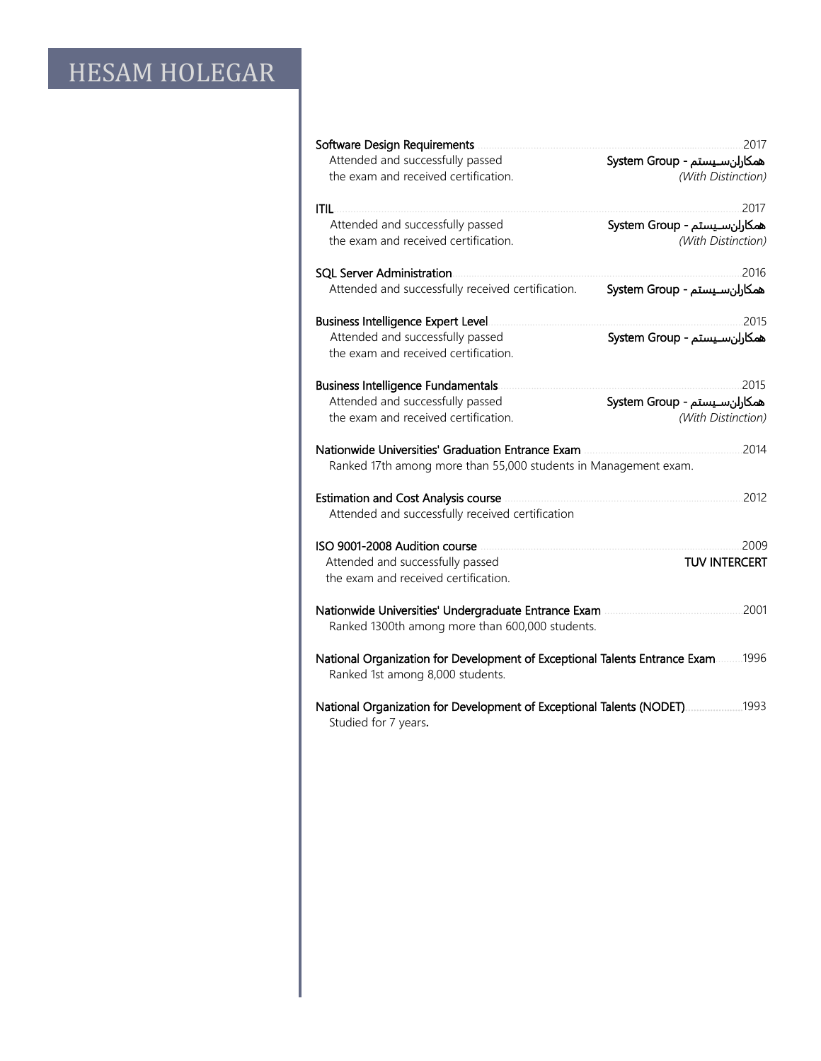# HESAM HOLEGAR

**Software Design Requirements** — 2017
Attended and successfully passed the exam and received certification.
System Group - همکاران‌سیستم
*(With Distinction)*

**ITIL** — 2017
Attended and successfully passed the exam and received certification.
System Group - همکاران‌سیستم
*(With Distinction)*

**SQL Server Administration** — 2016
Attended and successfully received certification.
System Group - همکاران‌سیستم

**Business Intelligence Expert Level** — 2015
Attended and successfully passed the exam and received certification.
System Group - همکاران‌سیستم

**Business Intelligence Fundamentals** — 2015
Attended and successfully passed the exam and received certification.
System Group - همکاران‌سیستم
*(With Distinction)*

**Nationwide Universities' Graduation Entrance Exam** — 2014
Ranked 17th among more than 55,000 students in Management exam.

**Estimation and Cost Analysis course** — 2012
Attended and successfully received certification

**ISO 9001-2008 Audition course** — 2009
Attended and successfully passed the exam and received certification.
TUV INTERCERT

**Nationwide Universities' Undergraduate Entrance Exam** — 2001
Ranked 1300th among more than 600,000 students.

**National Organization for Development of Exceptional Talents Entrance Exam** — 1996
Ranked 1st among 8,000 students.

**National Organization for Development of Exceptional Talents (NODET)** — 1993
Studied for 7 years.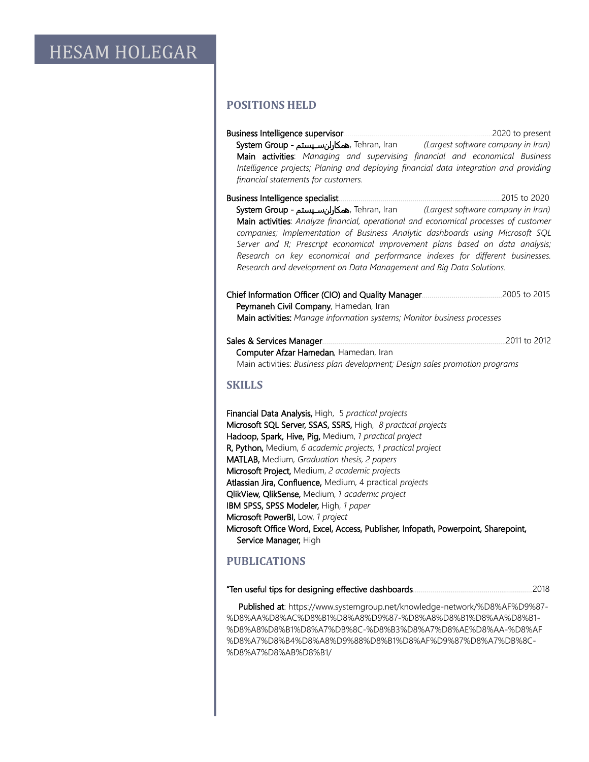# HESAM HOLEGAR

## POSITIONS HELD

**Business Intelligence supervisor** ........ 2020 to present
**System Group - همکاران‌سیستم**, Tehran, Iran *(Largest software company in Iran)*
**Main activities**: *Managing and supervising financial and economical Business Intelligence projects; Planing and deploying financial data integration and providing financial statements for customers.*

**Business Intelligence specialist** ........ 2015 to 2020
**System Group - همکاران‌سیستم**, Tehran, Iran *(Largest software company in Iran)*
**Main activities**: *Analyze financial, operational and economical processes of customer companies; Implementation of Business Analytic dashboards using Microsoft SQL Server and R; Prescript economical improvement plans based on data analysis; Research on key economical and performance indexes for different businesses. Research and development on Data Management and Big Data Solutions.*

**Chief Information Officer (CIO) and Quality Manager** ........ 2005 to 2015
**Peymaneh Civil Company**, Hamedan, Iran
**Main activities:** *Manage information systems; Monitor business processes*

**Sales & Services Manager** ........ 2011 to 2012
**Computer Afzar Hamedan**, Hamedan, Iran
Main activities: *Business plan development; Design sales promotion programs*

## SKILLS

**Financial Data Analysis,** High, 5 *practical projects*
**Microsoft SQL Server, SSAS, SSRS,** High, *8 practical projects*
**Hadoop, Spark, Hive, Pig,** Medium, *1 practical project*
**R, Python,** Medium, *6 academic projects, 1 practical project*
**MATLAB,** Medium, *Graduation thesis, 2 papers*
**Microsoft Project,** Medium, *2 academic projects*
**Atlassian Jira, Confluence,** Medium, 4 practical *projects*
**QlikView, QlikSense,** Medium, *1 academic project*
**IBM SPSS, SPSS Modeler,** High, *1 paper*
**Microsoft PowerBI,** Low, *1 project*
**Microsoft Office Word, Excel, Access, Publisher, Infopath, Powerpoint, Sharepoint, Service Manager,** High

## PUBLICATIONS

**"Ten useful tips for designing effective dashboards** ........ 2018

**Published at**: https://www.systemgroup.net/knowledge-network/%D8%AF%D9%87-%D8%AA%D8%AC%D8%B1%D8%A8%D9%87-%D8%A8%D8%B1%D8%AA%D8%B1-%D8%A8%D8%B1%D8%A7%DB%8C-%D8%B3%D8%A7%D8%AE%D8%AA-%D8%AF%D8%A7%D8%B4%D8%A8%D9%88%D8%B1%D8%AF%D9%87%D8%A7%DB%8C-%D8%A7%D8%AB%D8%B1/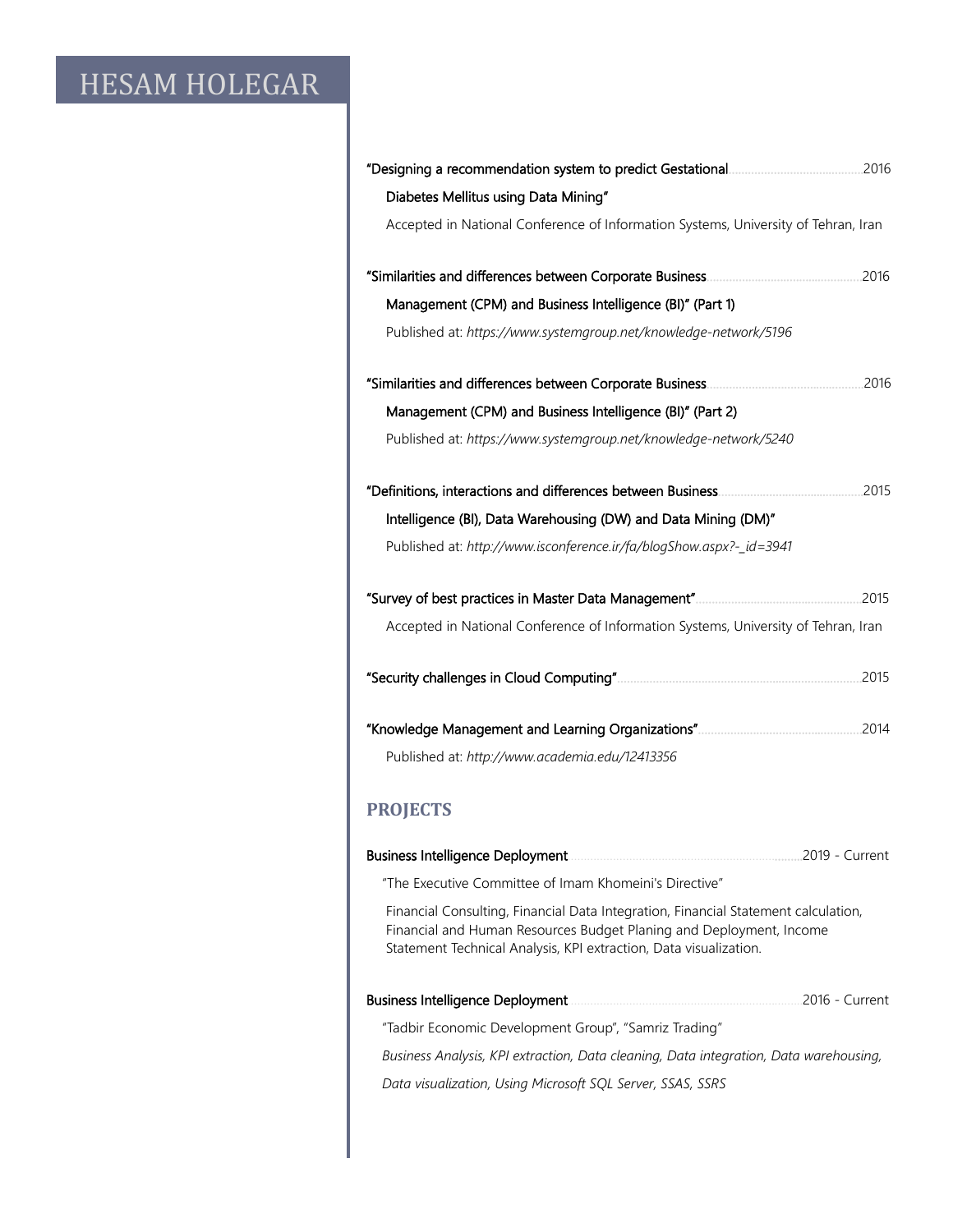# HESAM HOLEGAR

**"Designing a recommendation system to predict Gestational Diabetes Mellitus using Data Mining"** — 2016

Accepted in National Conference of Information Systems, University of Tehran, Iran

**"Similarities and differences between Corporate Business Management (CPM) and Business Intelligence (BI)" (Part 1)** — 2016

Published at: *https://www.systemgroup.net/knowledge-network/5196*

**"Similarities and differences between Corporate Business Management (CPM) and Business Intelligence (BI)" (Part 2)** — 2016

Published at: *https://www.systemgroup.net/knowledge-network/5240*

**"Definitions, interactions and differences between Business Intelligence (BI), Data Warehousing (DW) and Data Mining (DM)"** — 2015

Published at: *http://www.isconference.ir/fa/blogShow.aspx?-_id=3941*

**"Survey of best practices in Master Data Management"** — 2015

Accepted in National Conference of Information Systems, University of Tehran, Iran

**"Security challenges in Cloud Computing"** — 2015

**"Knowledge Management and Learning Organizations"** — 2014

Published at: *http://www.academia.edu/12413356*

## PROJECTS

**Business Intelligence Deployment** — 2019 - Current

"The Executive Committee of Imam Khomeini's Directive"

Financial Consulting, Financial Data Integration, Financial Statement calculation, Financial and Human Resources Budget Planing and Deployment, Income Statement Technical Analysis, KPI extraction, Data visualization.

**Business Intelligence Deployment** — 2016 - Current

"Tadbir Economic Development Group", "Samriz Trading"

*Business Analysis, KPI extraction, Data cleaning, Data integration, Data warehousing, Data visualization, Using Microsoft SQL Server, SSAS, SSRS*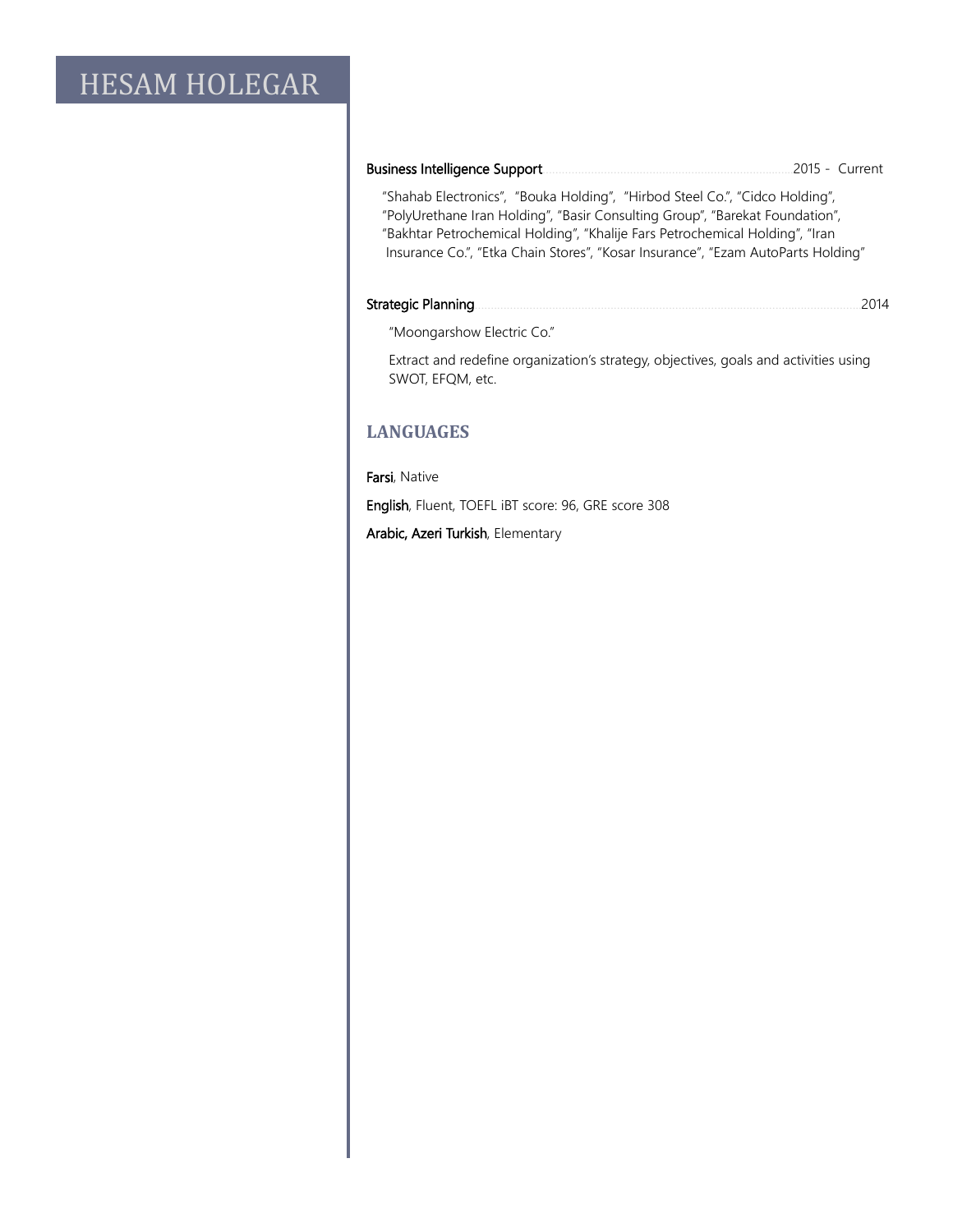# HESAM HOLEGAR

**Business Intelligence Support** ........ 2015 - Current

"Shahab Electronics", "Bouka Holding", "Hirbod Steel Co.", "Cidco Holding", "PolyUrethane Iran Holding", "Basir Consulting Group", "Barekat Foundation", "Bakhtar Petrochemical Holding", "Khalije Fars Petrochemical Holding", "Iran Insurance Co.", "Etka Chain Stores", "Kosar Insurance", "Ezam AutoParts Holding"

**Strategic Planning** ........ 2014

"Moongarshow Electric Co."

Extract and redefine organization's strategy, objectives, goals and activities using SWOT, EFQM, etc.

## LANGUAGES

**Farsi**, Native

**English**, Fluent, TOEFL iBT score: 96, GRE score 308

**Arabic, Azeri Turkish**, Elementary